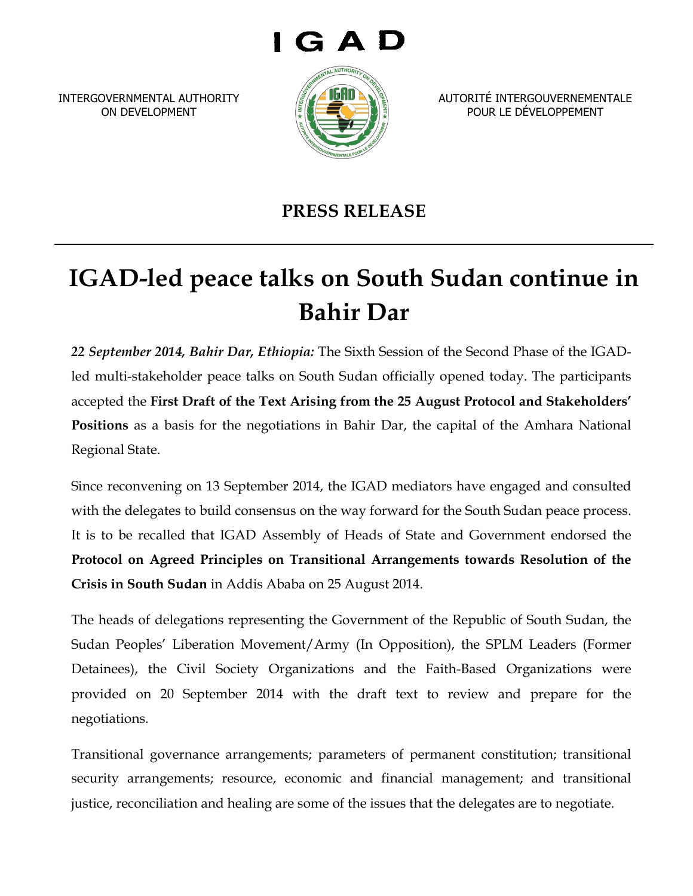# IGAD

INTERGOVERNMENTAL AUTHORITY ON DEVELOPMENT

AUTORITÉ INTERGOUVERNEMENTALE POUR LE DÉVELOPPEMENT

## PRESS RELEASE

# IGAD-led peace talks on South Sudan continue in Bahir Dar

***22 September 2014, Bahir Dar, Ethiopia:*** The Sixth Session of the Second Phase of the IGAD-led multi-stakeholder peace talks on South Sudan officially opened today. The participants accepted the **First Draft of the Text Arising from the 25 August Protocol and Stakeholders' Positions** as a basis for the negotiations in Bahir Dar, the capital of the Amhara National Regional State.

Since reconvening on 13 September 2014, the IGAD mediators have engaged and consulted with the delegates to build consensus on the way forward for the South Sudan peace process. It is to be recalled that IGAD Assembly of Heads of State and Government endorsed the **Protocol on Agreed Principles on Transitional Arrangements towards Resolution of the Crisis in South Sudan** in Addis Ababa on 25 August 2014.

The heads of delegations representing the Government of the Republic of South Sudan, the Sudan Peoples' Liberation Movement/Army (In Opposition), the SPLM Leaders (Former Detainees), the Civil Society Organizations and the Faith-Based Organizations were provided on 20 September 2014 with the draft text to review and prepare for the negotiations.

Transitional governance arrangements; parameters of permanent constitution; transitional security arrangements; resource, economic and financial management; and transitional justice, reconciliation and healing are some of the issues that the delegates are to negotiate.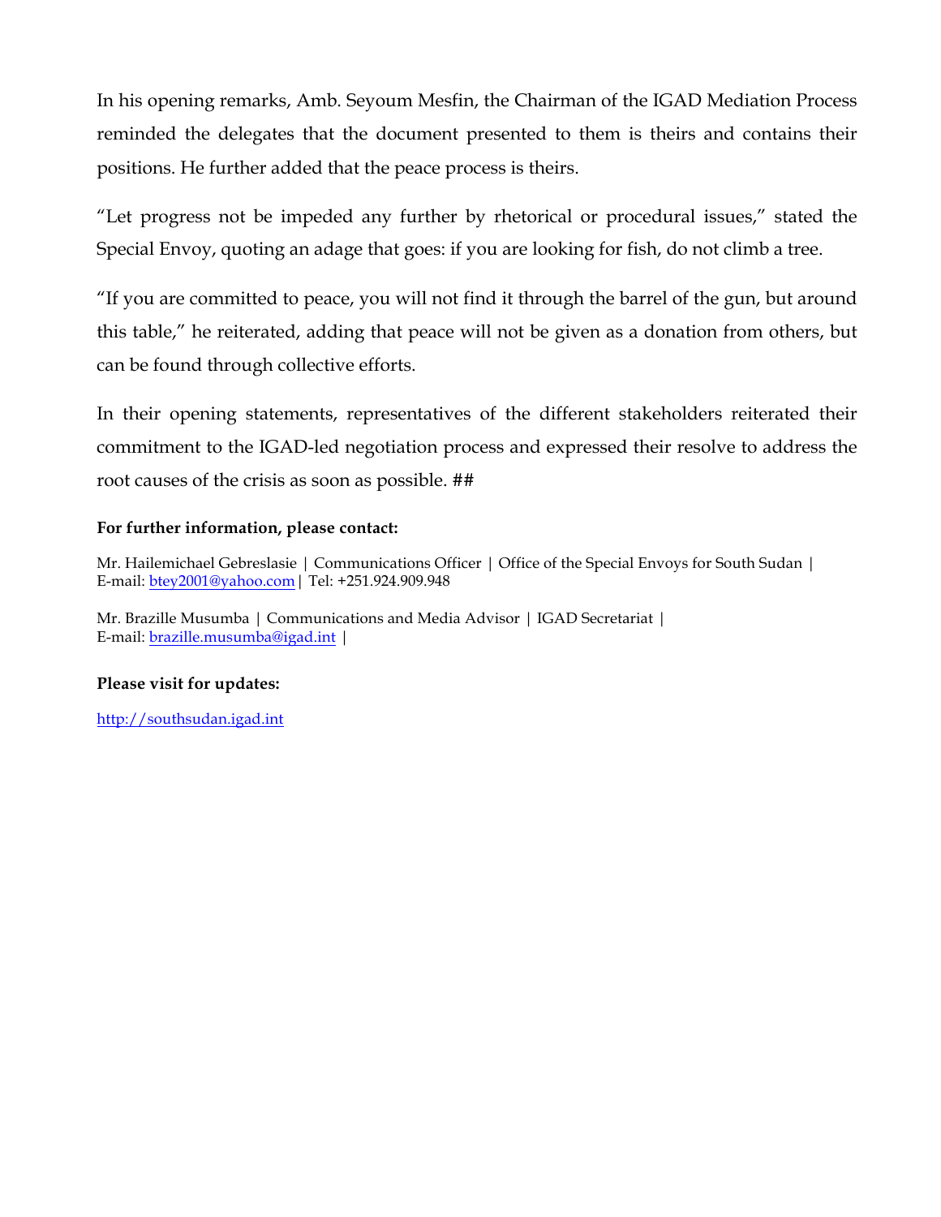In his opening remarks, Amb. Seyoum Mesfin, the Chairman of the IGAD Mediation Process reminded the delegates that the document presented to them is theirs and contains their positions. He further added that the peace process is theirs.

"Let progress not be impeded any further by rhetorical or procedural issues," stated the Special Envoy, quoting an adage that goes: if you are looking for fish, do not climb a tree.

"If you are committed to peace, you will not find it through the barrel of the gun, but around this table," he reiterated, adding that peace will not be given as a donation from others, but can be found through collective efforts.

In their opening statements, representatives of the different stakeholders reiterated their commitment to the IGAD-led negotiation process and expressed their resolve to address the root causes of the crisis as soon as possible. ##

**For further information, please contact:**

Mr. Hailemichael Gebreslasie | Communications Officer | Office of the Special Envoys for South Sudan | E-mail: btey2001@yahoo.com | Tel: +251.924.909.948

Mr. Brazille Musumba | Communications and Media Advisor | IGAD Secretariat | E-mail: brazille.musumba@igad.int |

**Please visit for updates:**

http://southsudan.igad.int